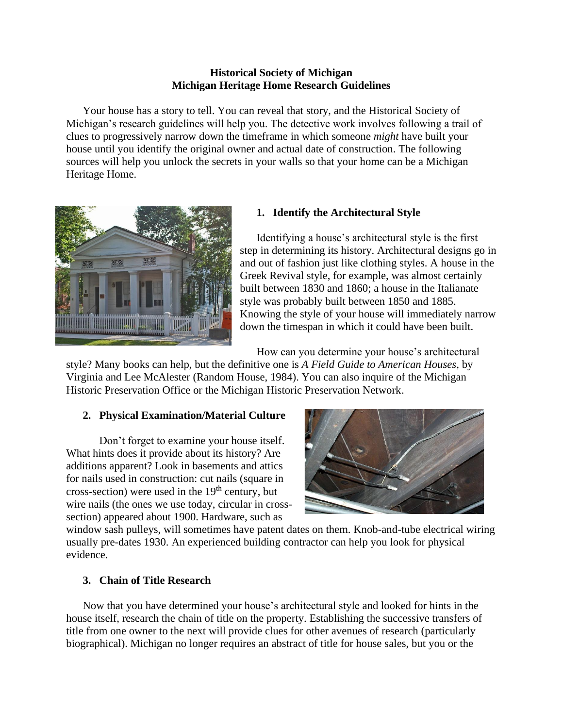**Historical Society of Michigan**
**Michigan Heritage Home Research Guidelines**

Your house has a story to tell. You can reveal that story, and the Historical Society of Michigan's research guidelines will help you. The detective work involves following a trail of clues to progressively narrow down the timeframe in which someone *might* have built your house until you identify the original owner and actual date of construction. The following sources will help you unlock the secrets in your walls so that your home can be a Michigan Heritage Home.

## 1. Identify the Architectural Style

Identifying a house's architectural style is the first step in determining its history. Architectural designs go in and out of fashion just like clothing styles. A house in the Greek Revival style, for example, was almost certainly built between 1830 and 1860; a house in the Italianate style was probably built between 1850 and 1885. Knowing the style of your house will immediately narrow down the timespan in which it could have been built.

How can you determine your house's architectural style? Many books can help, but the definitive one is *A Field Guide to American Houses*, by Virginia and Lee McAlester (Random House, 1984). You can also inquire of the Michigan Historic Preservation Office or the Michigan Historic Preservation Network.

## 2. Physical Examination/Material Culture

Don't forget to examine your house itself. What hints does it provide about its history? Are additions apparent? Look in basements and attics for nails used in construction: cut nails (square in cross-section) were used in the 19th century, but wire nails (the ones we use today, circular in cross-section) appeared about 1900. Hardware, such as window sash pulleys, will sometimes have patent dates on them. Knob-and-tube electrical wiring usually pre-dates 1930. An experienced building contractor can help you look for physical evidence.

## 3. Chain of Title Research

Now that you have determined your house's architectural style and looked for hints in the house itself, research the chain of title on the property. Establishing the successive transfers of title from one owner to the next will provide clues for other avenues of research (particularly biographical). Michigan no longer requires an abstract of title for house sales, but you or the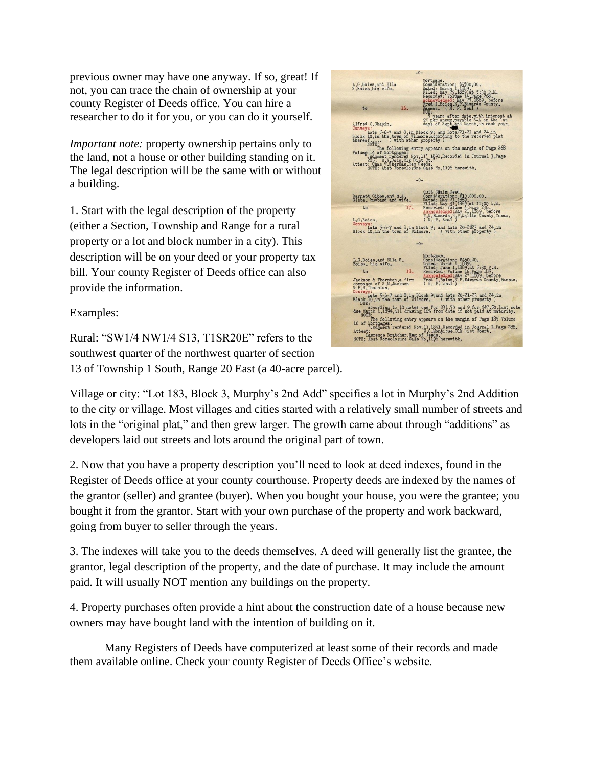previous owner may have one anyway. If so, great! If not, you can trace the chain of ownership at your county Register of Deeds office. You can hire a researcher to do it for you, or you can do it yourself.

*Important note:* property ownership pertains only to the land, not a house or other building standing on it. The legal description will be the same with or without a building.

1. Start with the legal description of the property (either a Section, Township and Range for a rural property or a lot and block number in a city). This description will be on your deed or your property tax bill. Your county Register of Deeds office can also provide the information.

Examples:

Rural: "SW1/4 NW1/4 S13, T1SR20E" refers to the southwest quarter of the northwest quarter of section 13 of Township 1 South, Range 20 East (a 40-acre parcel).

Village or city: "Lot 183, Block 3, Murphy's 2nd Add" specifies a lot in Murphy's 2nd Addition to the city or village. Most villages and cities started with a relatively small number of streets and lots in the "original plat," and then grew larger. The growth came about through "additions" as developers laid out streets and lots around the original part of town.

2. Now that you have a property description you'll need to look at deed indexes, found in the Register of Deeds office at your county courthouse. Property deeds are indexed by the names of the grantor (seller) and grantee (buyer). When you bought your house, you were the grantee; you bought it from the grantor. Start with your own purchase of the property and work backward, going from buyer to seller through the years.

3. The indexes will take you to the deeds themselves. A deed will generally list the grantee, the grantor, legal description of the property, and the date of purchase. It may include the amount paid. It will usually NOT mention any buildings on the property.

4. Property purchases often provide a hint about the construction date of a house because new owners may have bought land with the intention of building on it.

Many Registers of Deeds have computerized at least some of their records and made them available online. Check your county Register of Deeds Office's website.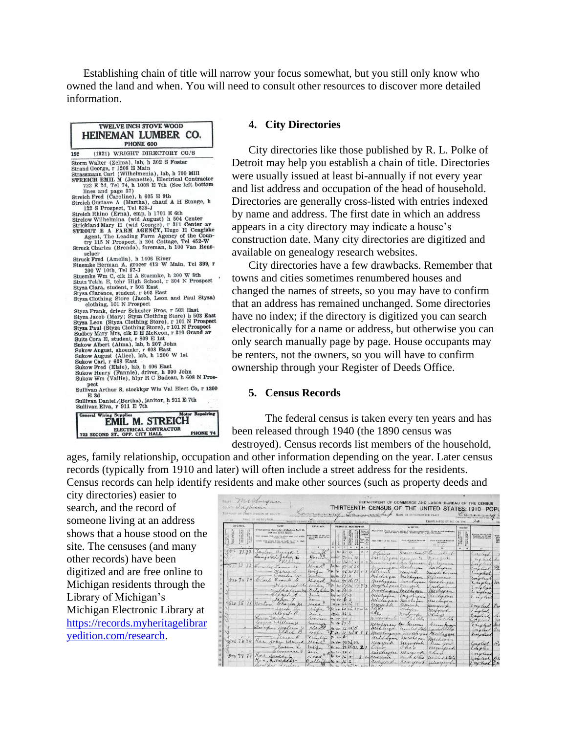Establishing chain of title will narrow your focus somewhat, but you still only know who owned the land and when. You will need to consult other resources to discover more detailed information.

## 4. City Directories

City directories like those published by R. L. Polke of Detroit may help you establish a chain of title. Directories were usually issued at least bi-annually if not every year and list address and occupation of the head of household. Directories are generally cross-listed with entries indexed by name and address. The first date in which an address appears in a city directory may indicate a house's construction date. Many city directories are digitized and available on genealogy research websites.

City directories have a few drawbacks. Remember that towns and cities sometimes renumbered houses and changed the names of streets, so you may have to confirm that an address has remained unchanged. Some directories have no index; if the directory is digitized you can search electronically for a name or address, but otherwise you can only search manually page by page. House occupants may be renters, not the owners, so you will have to confirm ownership through your Register of Deeds Office.

## 5. Census Records

The federal census is taken every ten years and has been released through 1940 (the 1890 census was destroyed). Census records list members of the household, ages, family relationship, occupation and other information depending on the year. Later census records (typically from 1910 and later) will often include a street address for the residents. Census records can help identify residents and make other sources (such as property deeds and city directories) easier to search, and the record of someone living at an address shows that a house stood on the site. The censuses (and many other records) have been digitized and are free online to Michigan residents through the Library of Michigan's Michigan Electronic Library at https://records.myheritagelibraryedition.com/research.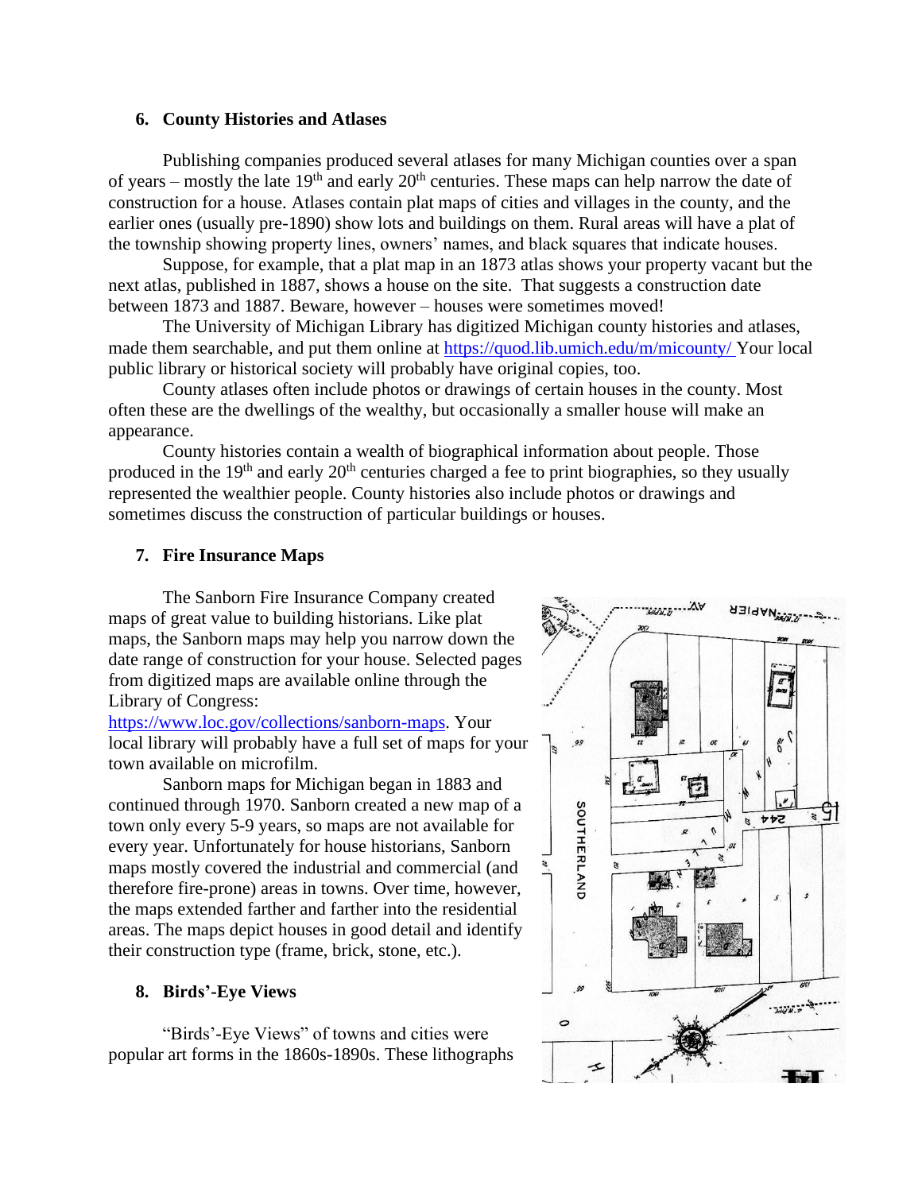## 6. County Histories and Atlases

Publishing companies produced several atlases for many Michigan counties over a span of years – mostly the late 19th and early 20th centuries. These maps can help narrow the date of construction for a house. Atlases contain plat maps of cities and villages in the county, and the earlier ones (usually pre-1890) show lots and buildings on them. Rural areas will have a plat of the township showing property lines, owners' names, and black squares that indicate houses.

Suppose, for example, that a plat map in an 1873 atlas shows your property vacant but the next atlas, published in 1887, shows a house on the site. That suggests a construction date between 1873 and 1887. Beware, however – houses were sometimes moved!

The University of Michigan Library has digitized Michigan county histories and atlases, made them searchable, and put them online at https://quod.lib.umich.edu/m/micounty/ Your local public library or historical society will probably have original copies, too.

County atlases often include photos or drawings of certain houses in the county. Most often these are the dwellings of the wealthy, but occasionally a smaller house will make an appearance.

County histories contain a wealth of biographical information about people. Those produced in the 19th and early 20th centuries charged a fee to print biographies, so they usually represented the wealthier people. County histories also include photos or drawings and sometimes discuss the construction of particular buildings or houses.

## 7. Fire Insurance Maps

The Sanborn Fire Insurance Company created maps of great value to building historians. Like plat maps, the Sanborn maps may help you narrow down the date range of construction for your house. Selected pages from digitized maps are available online through the Library of Congress: https://www.loc.gov/collections/sanborn-maps. Your local library will probably have a full set of maps for your town available on microfilm.

Sanborn maps for Michigan began in 1883 and continued through 1970. Sanborn created a new map of a town only every 5-9 years, so maps are not available for every year. Unfortunately for house historians, Sanborn maps mostly covered the industrial and commercial (and therefore fire-prone) areas in towns. Over time, however, the maps extended farther and farther into the residential areas. The maps depict houses in good detail and identify their construction type (frame, brick, stone, etc.).

## 8. Birds'-Eye Views

"Birds'-Eye Views" of towns and cities were popular art forms in the 1860s-1890s. These lithographs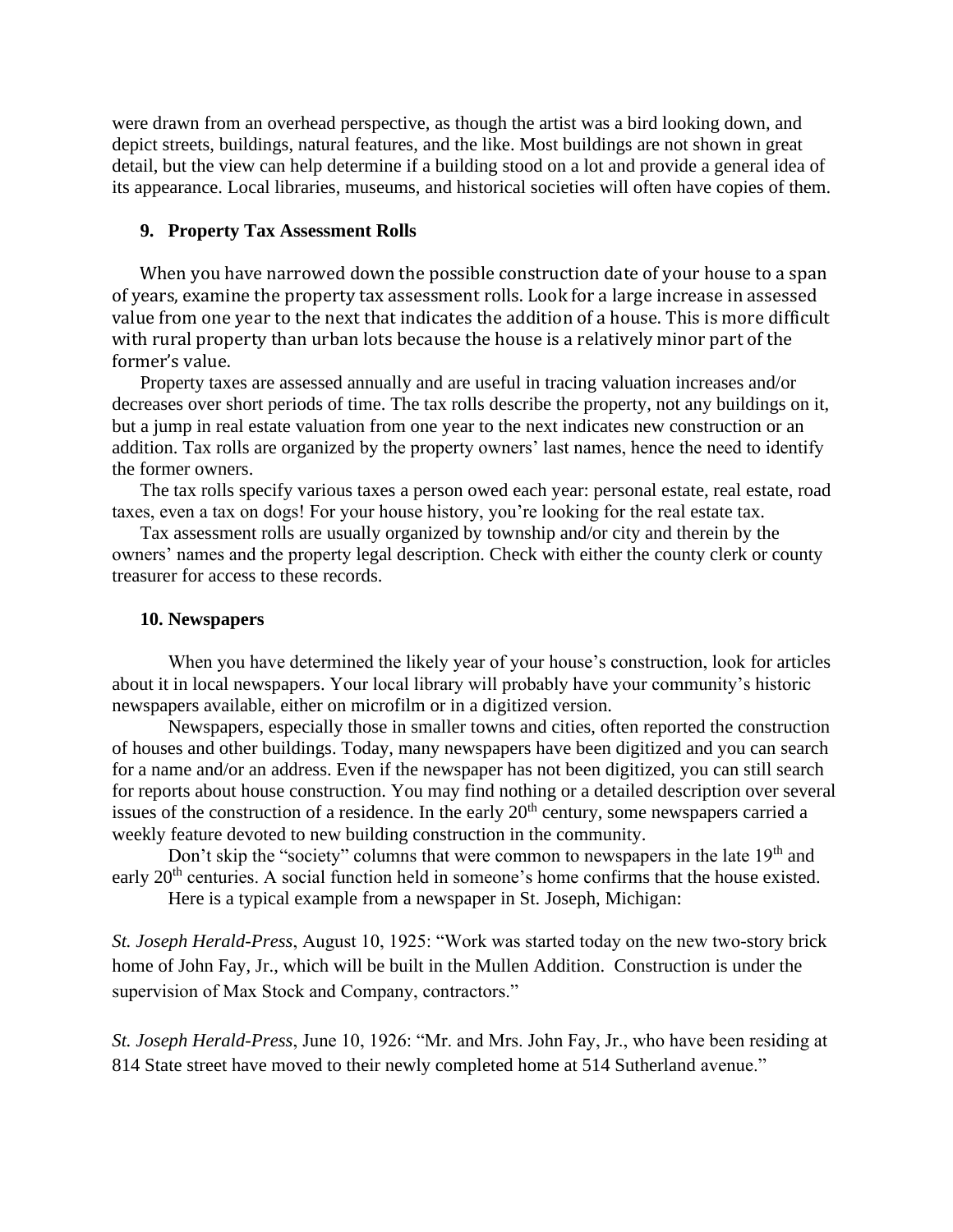were drawn from an overhead perspective, as though the artist was a bird looking down, and depict streets, buildings, natural features, and the like. Most buildings are not shown in great detail, but the view can help determine if a building stood on a lot and provide a general idea of its appearance. Local libraries, museums, and historical societies will often have copies of them.

### 9. Property Tax Assessment Rolls

When you have narrowed down the possible construction date of your house to a span of years, examine the property tax assessment rolls. Look for a large increase in assessed value from one year to the next that indicates the addition of a house. This is more difficult with rural property than urban lots because the house is a relatively minor part of the former's value.

Property taxes are assessed annually and are useful in tracing valuation increases and/or decreases over short periods of time. The tax rolls describe the property, not any buildings on it, but a jump in real estate valuation from one year to the next indicates new construction or an addition. Tax rolls are organized by the property owners' last names, hence the need to identify the former owners.

The tax rolls specify various taxes a person owed each year: personal estate, real estate, road taxes, even a tax on dogs! For your house history, you're looking for the real estate tax.

Tax assessment rolls are usually organized by township and/or city and therein by the owners' names and the property legal description. Check with either the county clerk or county treasurer for access to these records.

### 10. Newspapers

When you have determined the likely year of your house's construction, look for articles about it in local newspapers. Your local library will probably have your community's historic newspapers available, either on microfilm or in a digitized version.

Newspapers, especially those in smaller towns and cities, often reported the construction of houses and other buildings. Today, many newspapers have been digitized and you can search for a name and/or an address. Even if the newspaper has not been digitized, you can still search for reports about house construction. You may find nothing or a detailed description over several issues of the construction of a residence. In the early 20th century, some newspapers carried a weekly feature devoted to new building construction in the community.

Don't skip the "society" columns that were common to newspapers in the late 19th and early 20th centuries. A social function held in someone's home confirms that the house existed.

Here is a typical example from a newspaper in St. Joseph, Michigan:

*St. Joseph Herald-Press*, August 10, 1925: "Work was started today on the new two-story brick home of John Fay, Jr., which will be built in the Mullen Addition. Construction is under the supervision of Max Stock and Company, contractors."

*St. Joseph Herald-Press*, June 10, 1926: "Mr. and Mrs. John Fay, Jr., who have been residing at 814 State street have moved to their newly completed home at 514 Sutherland avenue."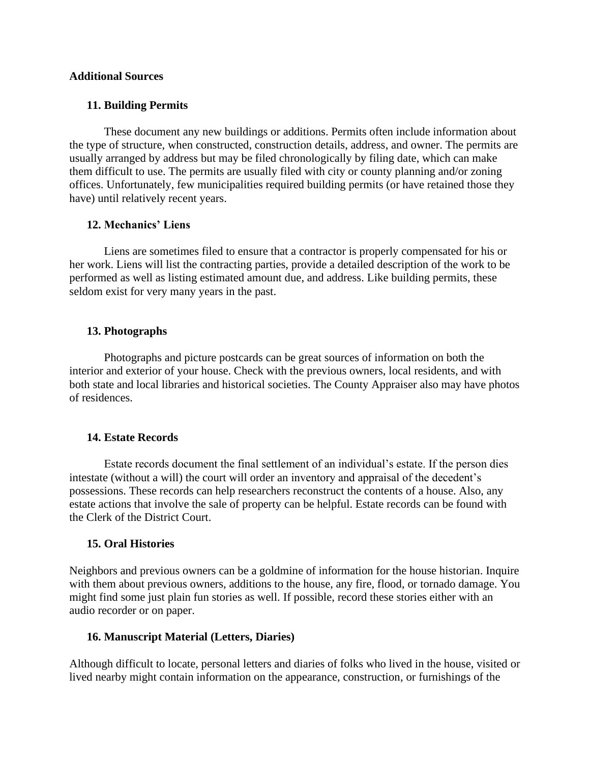**Additional Sources**

### 11. Building Permits

These document any new buildings or additions. Permits often include information about the type of structure, when constructed, construction details, address, and owner. The permits are usually arranged by address but may be filed chronologically by filing date, which can make them difficult to use. The permits are usually filed with city or county planning and/or zoning offices. Unfortunately, few municipalities required building permits (or have retained those they have) until relatively recent years.

### 12. Mechanics' Liens

Liens are sometimes filed to ensure that a contractor is properly compensated for his or her work. Liens will list the contracting parties, provide a detailed description of the work to be performed as well as listing estimated amount due, and address. Like building permits, these seldom exist for very many years in the past.

### 13. Photographs

Photographs and picture postcards can be great sources of information on both the interior and exterior of your house. Check with the previous owners, local residents, and with both state and local libraries and historical societies. The County Appraiser also may have photos of residences.

### 14. Estate Records

Estate records document the final settlement of an individual's estate. If the person dies intestate (without a will) the court will order an inventory and appraisal of the decedent's possessions. These records can help researchers reconstruct the contents of a house. Also, any estate actions that involve the sale of property can be helpful. Estate records can be found with the Clerk of the District Court.

### 15. Oral Histories

Neighbors and previous owners can be a goldmine of information for the house historian. Inquire with them about previous owners, additions to the house, any fire, flood, or tornado damage. You might find some just plain fun stories as well. If possible, record these stories either with an audio recorder or on paper.

### 16. Manuscript Material (Letters, Diaries)

Although difficult to locate, personal letters and diaries of folks who lived in the house, visited or lived nearby might contain information on the appearance, construction, or furnishings of the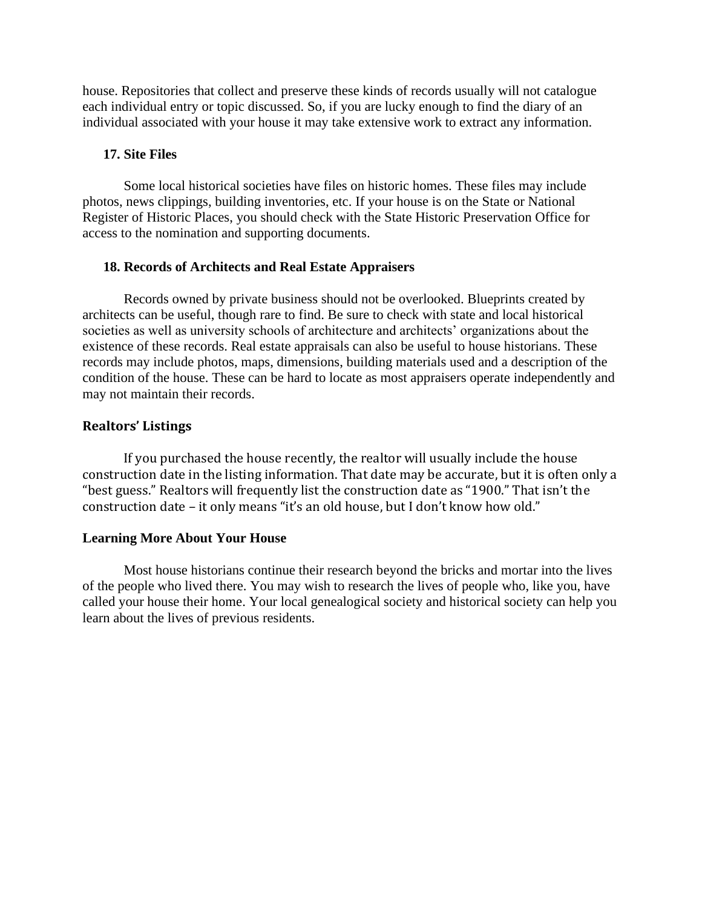house. Repositories that collect and preserve these kinds of records usually will not catalogue each individual entry or topic discussed. So, if you are lucky enough to find the diary of an individual associated with your house it may take extensive work to extract any information.

### 17. Site Files

Some local historical societies have files on historic homes. These files may include photos, news clippings, building inventories, etc. If your house is on the State or National Register of Historic Places, you should check with the State Historic Preservation Office for access to the nomination and supporting documents.

### 18. Records of Architects and Real Estate Appraisers

Records owned by private business should not be overlooked. Blueprints created by architects can be useful, though rare to find. Be sure to check with state and local historical societies as well as university schools of architecture and architects' organizations about the existence of these records. Real estate appraisals can also be useful to house historians. These records may include photos, maps, dimensions, building materials used and a description of the condition of the house. These can be hard to locate as most appraisers operate independently and may not maintain their records.

### Realtors' Listings

If you purchased the house recently, the realtor will usually include the house construction date in the listing information. That date may be accurate, but it is often only a "best guess." Realtors will frequently list the construction date as "1900." That isn't the construction date – it only means "it's an old house, but I don't know how old."

### Learning More About Your House

Most house historians continue their research beyond the bricks and mortar into the lives of the people who lived there. You may wish to research the lives of people who, like you, have called your house their home. Your local genealogical society and historical society can help you learn about the lives of previous residents.